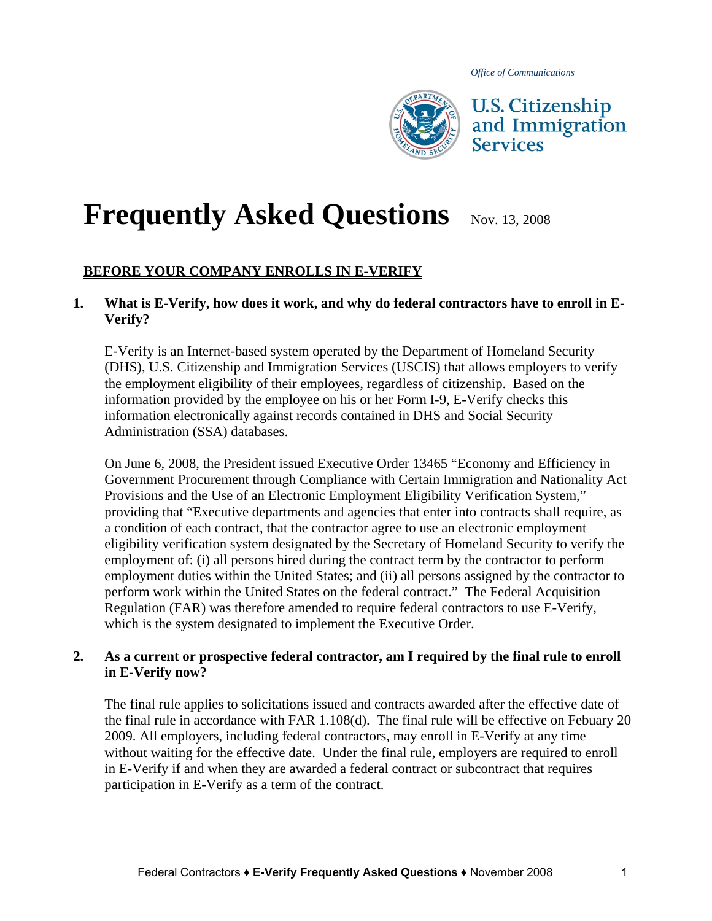Office of Communications

U.S. Citizenship and Immigration Services

# Frequently Asked Questions

Nov. 13, 2008

## BEFORE YOUR COMPANY ENROLLS IN E-VERIFY

**1. What is E-Verify, how does it work, and why do federal contractors have to enroll in E-Verify?**

E-Verify is an Internet-based system operated by the Department of Homeland Security (DHS), U.S. Citizenship and Immigration Services (USCIS) that allows employers to verify the employment eligibility of their employees, regardless of citizenship. Based on the information provided by the employee on his or her Form I-9, E-Verify checks this information electronically against records contained in DHS and Social Security Administration (SSA) databases.

On June 6, 2008, the President issued Executive Order 13465 "Economy and Efficiency in Government Procurement through Compliance with Certain Immigration and Nationality Act Provisions and the Use of an Electronic Employment Eligibility Verification System," providing that "Executive departments and agencies that enter into contracts shall require, as a condition of each contract, that the contractor agree to use an electronic employment eligibility verification system designated by the Secretary of Homeland Security to verify the employment of: (i) all persons hired during the contract term by the contractor to perform employment duties within the United States; and (ii) all persons assigned by the contractor to perform work within the United States on the federal contract." The Federal Acquisition Regulation (FAR) was therefore amended to require federal contractors to use E-Verify, which is the system designated to implement the Executive Order.

**2. As a current or prospective federal contractor, am I required by the final rule to enroll in E-Verify now?**

The final rule applies to solicitations issued and contracts awarded after the effective date of the final rule in accordance with FAR 1.108(d). The final rule will be effective on Febuary 20 2009. All employers, including federal contractors, may enroll in E-Verify at any time without waiting for the effective date. Under the final rule, employers are required to enroll in E-Verify if and when they are awarded a federal contract or subcontract that requires participation in E-Verify as a term of the contract.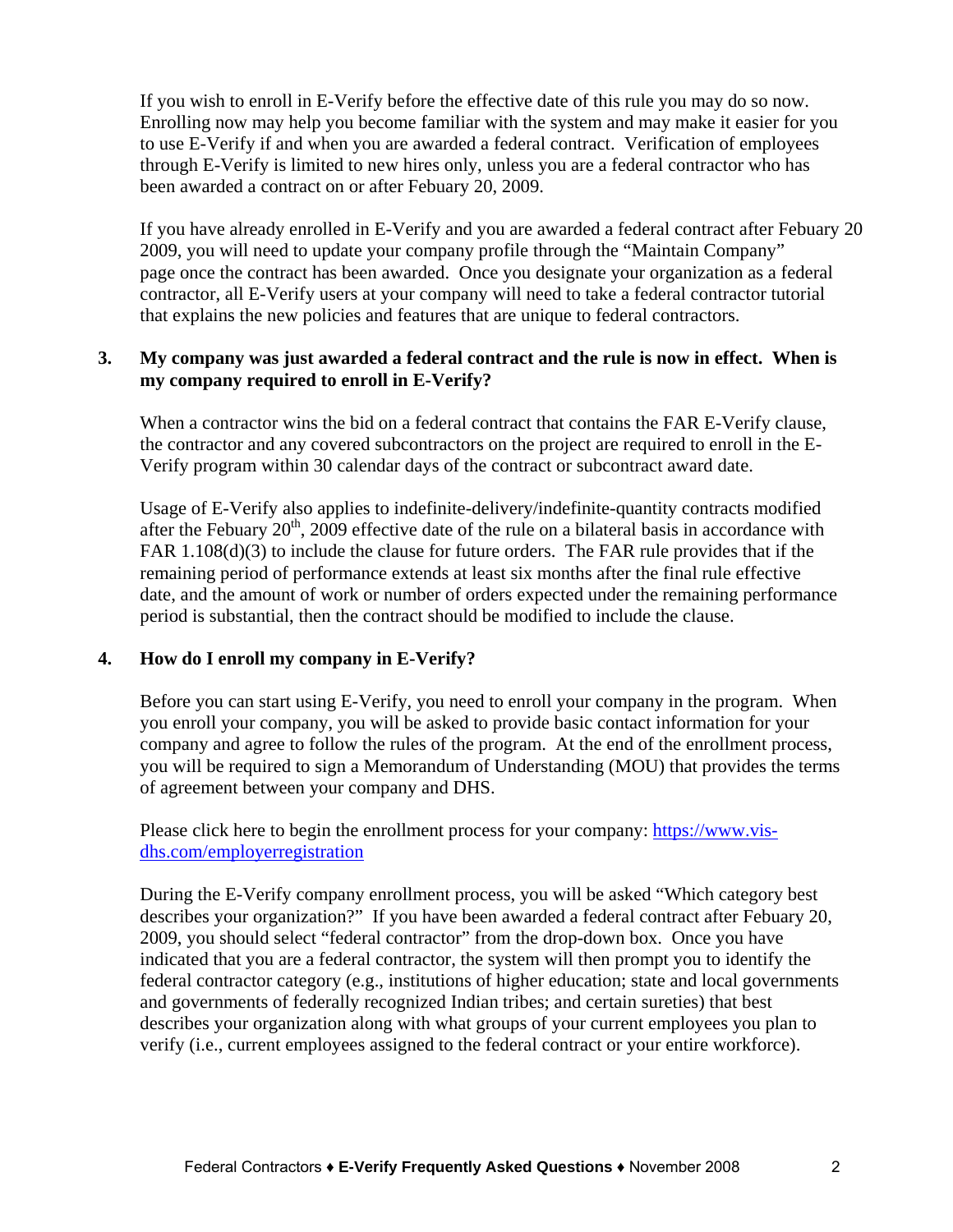If you wish to enroll in E-Verify before the effective date of this rule you may do so now. Enrolling now may help you become familiar with the system and may make it easier for you to use E-Verify if and when you are awarded a federal contract. Verification of employees through E-Verify is limited to new hires only, unless you are a federal contractor who has been awarded a contract on or after Febuary 20, 2009.

If you have already enrolled in E-Verify and you are awarded a federal contract after Febuary 20 2009, you will need to update your company profile through the "Maintain Company" page once the contract has been awarded. Once you designate your organization as a federal contractor, all E-Verify users at your company will need to take a federal contractor tutorial that explains the new policies and features that are unique to federal contractors.

**3. My company was just awarded a federal contract and the rule is now in effect. When is my company required to enroll in E-Verify?**

When a contractor wins the bid on a federal contract that contains the FAR E-Verify clause, the contractor and any covered subcontractors on the project are required to enroll in the E-Verify program within 30 calendar days of the contract or subcontract award date.

Usage of E-Verify also applies to indefinite-delivery/indefinite-quantity contracts modified after the Febuary 20th, 2009 effective date of the rule on a bilateral basis in accordance with FAR 1.108(d)(3) to include the clause for future orders. The FAR rule provides that if the remaining period of performance extends at least six months after the final rule effective date, and the amount of work or number of orders expected under the remaining performance period is substantial, then the contract should be modified to include the clause.

**4. How do I enroll my company in E-Verify?**

Before you can start using E-Verify, you need to enroll your company in the program. When you enroll your company, you will be asked to provide basic contact information for your company and agree to follow the rules of the program. At the end of the enrollment process, you will be required to sign a Memorandum of Understanding (MOU) that provides the terms of agreement between your company and DHS.

Please click here to begin the enrollment process for your company: [https://www.vis-dhs.com/employerregistration](https://www.vis-dhs.com/employerregistration)

During the E-Verify company enrollment process, you will be asked "Which category best describes your organization?" If you have been awarded a federal contract after Febuary 20, 2009, you should select "federal contractor" from the drop-down box. Once you have indicated that you are a federal contractor, the system will then prompt you to identify the federal contractor category (e.g., institutions of higher education; state and local governments and governments of federally recognized Indian tribes; and certain sureties) that best describes your organization along with what groups of your current employees you plan to verify (i.e., current employees assigned to the federal contract or your entire workforce).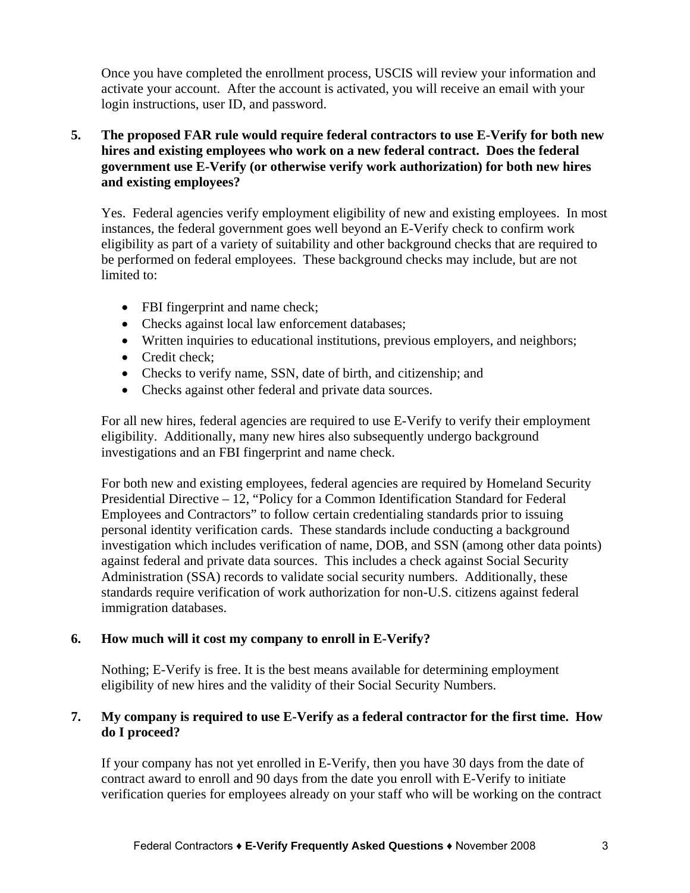Once you have completed the enrollment process, USCIS will review your information and activate your account. After the account is activated, you will receive an email with your login instructions, user ID, and password.

**5. The proposed FAR rule would require federal contractors to use E-Verify for both new hires and existing employees who work on a new federal contract. Does the federal government use E-Verify (or otherwise verify work authorization) for both new hires and existing employees?**

Yes. Federal agencies verify employment eligibility of new and existing employees. In most instances, the federal government goes well beyond an E-Verify check to confirm work eligibility as part of a variety of suitability and other background checks that are required to be performed on federal employees. These background checks may include, but are not limited to:

- FBI fingerprint and name check;
- Checks against local law enforcement databases;
- Written inquiries to educational institutions, previous employers, and neighbors;
- Credit check;
- Checks to verify name, SSN, date of birth, and citizenship; and
- Checks against other federal and private data sources.

For all new hires, federal agencies are required to use E-Verify to verify their employment eligibility. Additionally, many new hires also subsequently undergo background investigations and an FBI fingerprint and name check.

For both new and existing employees, federal agencies are required by Homeland Security Presidential Directive – 12, "Policy for a Common Identification Standard for Federal Employees and Contractors" to follow certain credentialing standards prior to issuing personal identity verification cards. These standards include conducting a background investigation which includes verification of name, DOB, and SSN (among other data points) against federal and private data sources. This includes a check against Social Security Administration (SSA) records to validate social security numbers. Additionally, these standards require verification of work authorization for non-U.S. citizens against federal immigration databases.

**6. How much will it cost my company to enroll in E-Verify?**

Nothing; E-Verify is free. It is the best means available for determining employment eligibility of new hires and the validity of their Social Security Numbers.

**7. My company is required to use E-Verify as a federal contractor for the first time. How do I proceed?**

If your company has not yet enrolled in E-Verify, then you have 30 days from the date of contract award to enroll and 90 days from the date you enroll with E-Verify to initiate verification queries for employees already on your staff who will be working on the contract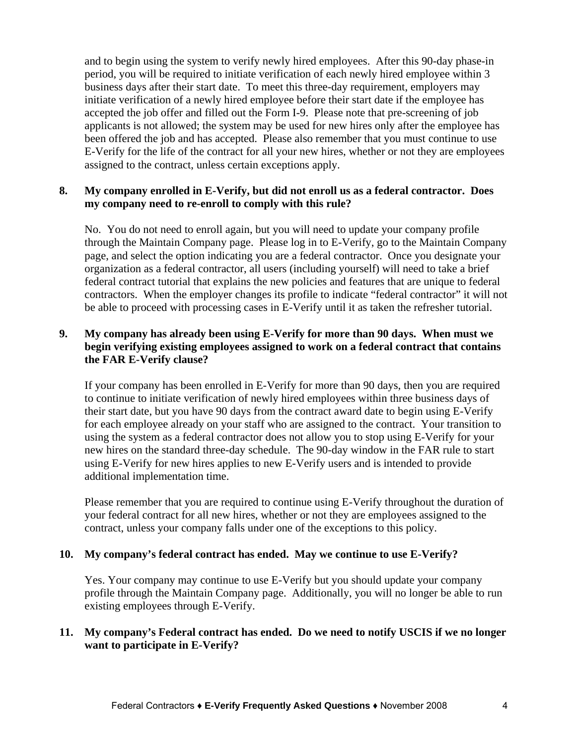and to begin using the system to verify newly hired employees. After this 90-day phase-in period, you will be required to initiate verification of each newly hired employee within 3 business days after their start date. To meet this three-day requirement, employers may initiate verification of a newly hired employee before their start date if the employee has accepted the job offer and filled out the Form I-9. Please note that pre-screening of job applicants is not allowed; the system may be used for new hires only after the employee has been offered the job and has accepted. Please also remember that you must continue to use E-Verify for the life of the contract for all your new hires, whether or not they are employees assigned to the contract, unless certain exceptions apply.

**8. My company enrolled in E-Verify, but did not enroll us as a federal contractor. Does my company need to re-enroll to comply with this rule?**

No. You do not need to enroll again, but you will need to update your company profile through the Maintain Company page. Please log in to E-Verify, go to the Maintain Company page, and select the option indicating you are a federal contractor. Once you designate your organization as a federal contractor, all users (including yourself) will need to take a brief federal contract tutorial that explains the new policies and features that are unique to federal contractors. When the employer changes its profile to indicate "federal contractor" it will not be able to proceed with processing cases in E-Verify until it as taken the refresher tutorial.

**9. My company has already been using E-Verify for more than 90 days. When must we begin verifying existing employees assigned to work on a federal contract that contains the FAR E-Verify clause?**

If your company has been enrolled in E-Verify for more than 90 days, then you are required to continue to initiate verification of newly hired employees within three business days of their start date, but you have 90 days from the contract award date to begin using E-Verify for each employee already on your staff who are assigned to the contract. Your transition to using the system as a federal contractor does not allow you to stop using E-Verify for your new hires on the standard three-day schedule. The 90-day window in the FAR rule to start using E-Verify for new hires applies to new E-Verify users and is intended to provide additional implementation time.

Please remember that you are required to continue using E-Verify throughout the duration of your federal contract for all new hires, whether or not they are employees assigned to the contract, unless your company falls under one of the exceptions to this policy.

**10. My company's federal contract has ended. May we continue to use E-Verify?**

Yes. Your company may continue to use E-Verify but you should update your company profile through the Maintain Company page. Additionally, you will no longer be able to run existing employees through E-Verify.

**11. My company's Federal contract has ended. Do we need to notify USCIS if we no longer want to participate in E-Verify?**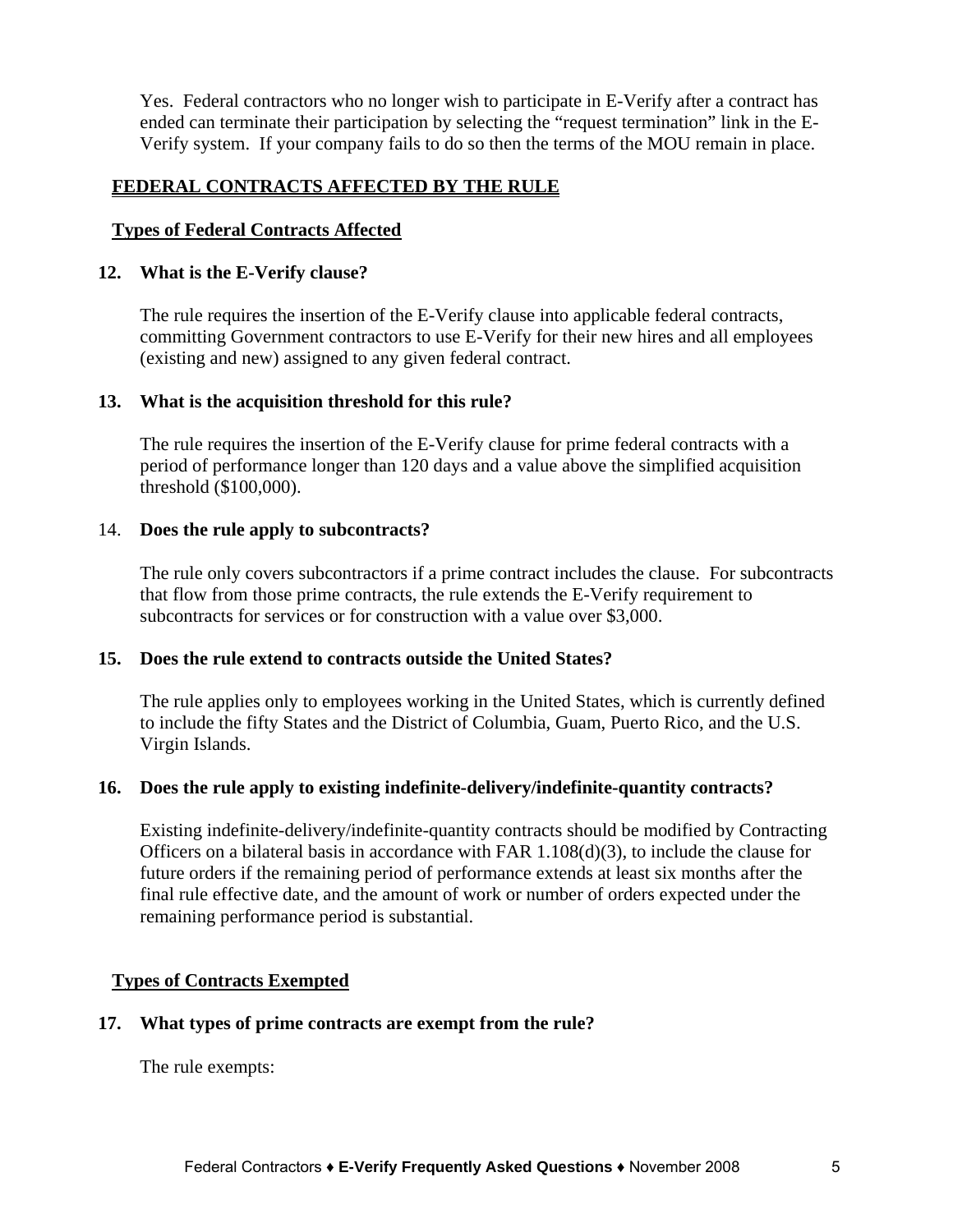Yes. Federal contractors who no longer wish to participate in E-Verify after a contract has ended can terminate their participation by selecting the "request termination" link in the E-Verify system. If your company fails to do so then the terms of the MOU remain in place.

## FEDERAL CONTRACTS AFFECTED BY THE RULE

### Types of Federal Contracts Affected

**12. What is the E-Verify clause?**

The rule requires the insertion of the E-Verify clause into applicable federal contracts, committing Government contractors to use E-Verify for their new hires and all employees (existing and new) assigned to any given federal contract.

**13. What is the acquisition threshold for this rule?**

The rule requires the insertion of the E-Verify clause for prime federal contracts with a period of performance longer than 120 days and a value above the simplified acquisition threshold ($100,000).

14. **Does the rule apply to subcontracts?**

The rule only covers subcontractors if a prime contract includes the clause. For subcontracts that flow from those prime contracts, the rule extends the E-Verify requirement to subcontracts for services or for construction with a value over $3,000.

**15. Does the rule extend to contracts outside the United States?**

The rule applies only to employees working in the United States, which is currently defined to include the fifty States and the District of Columbia, Guam, Puerto Rico, and the U.S. Virgin Islands.

**16. Does the rule apply to existing indefinite-delivery/indefinite-quantity contracts?**

Existing indefinite-delivery/indefinite-quantity contracts should be modified by Contracting Officers on a bilateral basis in accordance with FAR 1.108(d)(3), to include the clause for future orders if the remaining period of performance extends at least six months after the final rule effective date, and the amount of work or number of orders expected under the remaining performance period is substantial.

### Types of Contracts Exempted

**17. What types of prime contracts are exempt from the rule?**

The rule exempts: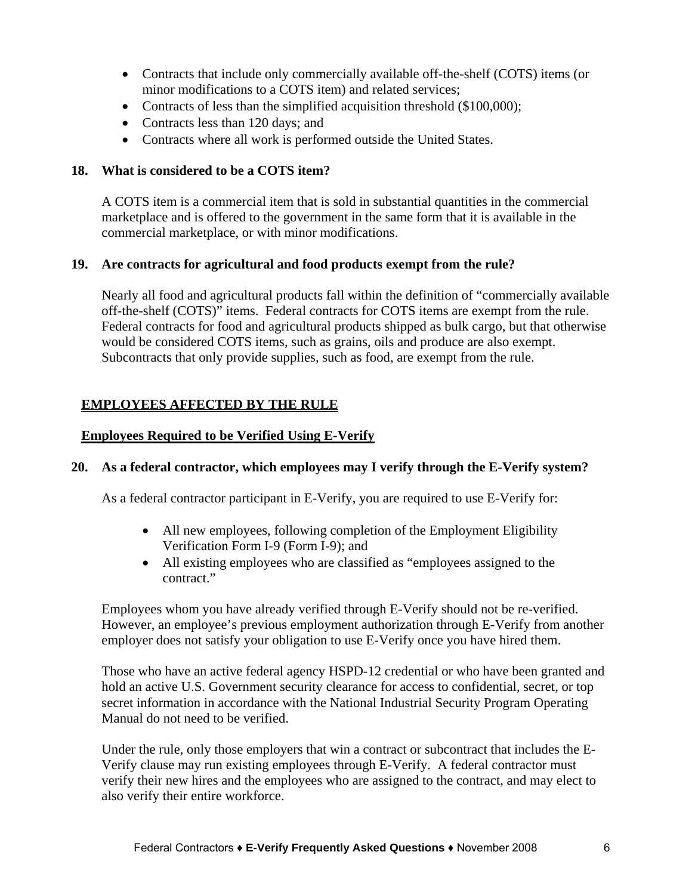- Contracts that include only commercially available off-the-shelf (COTS) items (or minor modifications to a COTS item) and related services;
- Contracts of less than the simplified acquisition threshold ($100,000);
- Contracts less than 120 days; and
- Contracts where all work is performed outside the United States.

**18. What is considered to be a COTS item?**

A COTS item is a commercial item that is sold in substantial quantities in the commercial marketplace and is offered to the government in the same form that it is available in the commercial marketplace, or with minor modifications.

**19. Are contracts for agricultural and food products exempt from the rule?**

Nearly all food and agricultural products fall within the definition of "commercially available off-the-shelf (COTS)" items. Federal contracts for COTS items are exempt from the rule. Federal contracts for food and agricultural products shipped as bulk cargo, but that otherwise would be considered COTS items, such as grains, oils and produce are also exempt. Subcontracts that only provide supplies, such as food, are exempt from the rule.

## EMPLOYEES AFFECTED BY THE RULE

### Employees Required to be Verified Using E-Verify

**20. As a federal contractor, which employees may I verify through the E-Verify system?**

As a federal contractor participant in E-Verify, you are required to use E-Verify for:

- All new employees, following completion of the Employment Eligibility Verification Form I-9 (Form I-9); and
- All existing employees who are classified as "employees assigned to the contract."

Employees whom you have already verified through E-Verify should not be re-verified. However, an employee's previous employment authorization through E-Verify from another employer does not satisfy your obligation to use E-Verify once you have hired them.

Those who have an active federal agency HSPD-12 credential or who have been granted and hold an active U.S. Government security clearance for access to confidential, secret, or top secret information in accordance with the National Industrial Security Program Operating Manual do not need to be verified.

Under the rule, only those employers that win a contract or subcontract that includes the E-Verify clause may run existing employees through E-Verify. A federal contractor must verify their new hires and the employees who are assigned to the contract, and may elect to also verify their entire workforce.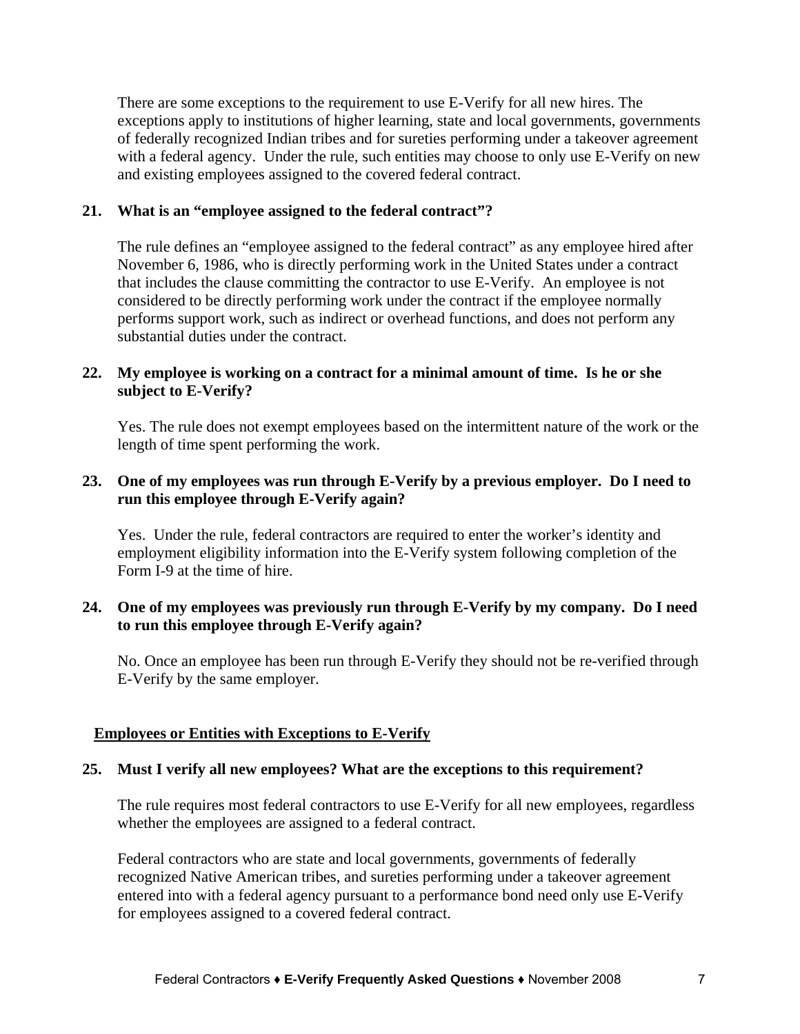There are some exceptions to the requirement to use E-Verify for all new hires. The exceptions apply to institutions of higher learning, state and local governments, governments of federally recognized Indian tribes and for sureties performing under a takeover agreement with a federal agency. Under the rule, such entities may choose to only use E-Verify on new and existing employees assigned to the covered federal contract.

**21. What is an "employee assigned to the federal contract"?**

The rule defines an "employee assigned to the federal contract" as any employee hired after November 6, 1986, who is directly performing work in the United States under a contract that includes the clause committing the contractor to use E-Verify. An employee is not considered to be directly performing work under the contract if the employee normally performs support work, such as indirect or overhead functions, and does not perform any substantial duties under the contract.

**22. My employee is working on a contract for a minimal amount of time. Is he or she subject to E-Verify?**

Yes. The rule does not exempt employees based on the intermittent nature of the work or the length of time spent performing the work.

**23. One of my employees was run through E-Verify by a previous employer. Do I need to run this employee through E-Verify again?**

Yes. Under the rule, federal contractors are required to enter the worker's identity and employment eligibility information into the E-Verify system following completion of the Form I-9 at the time of hire.

**24. One of my employees was previously run through E-Verify by my company. Do I need to run this employee through E-Verify again?**

No. Once an employee has been run through E-Verify they should not be re-verified through E-Verify by the same employer.

## Employees or Entities with Exceptions to E-Verify

**25. Must I verify all new employees? What are the exceptions to this requirement?**

The rule requires most federal contractors to use E-Verify for all new employees, regardless whether the employees are assigned to a federal contract.

Federal contractors who are state and local governments, governments of federally recognized Native American tribes, and sureties performing under a takeover agreement entered into with a federal agency pursuant to a performance bond need only use E-Verify for employees assigned to a covered federal contract.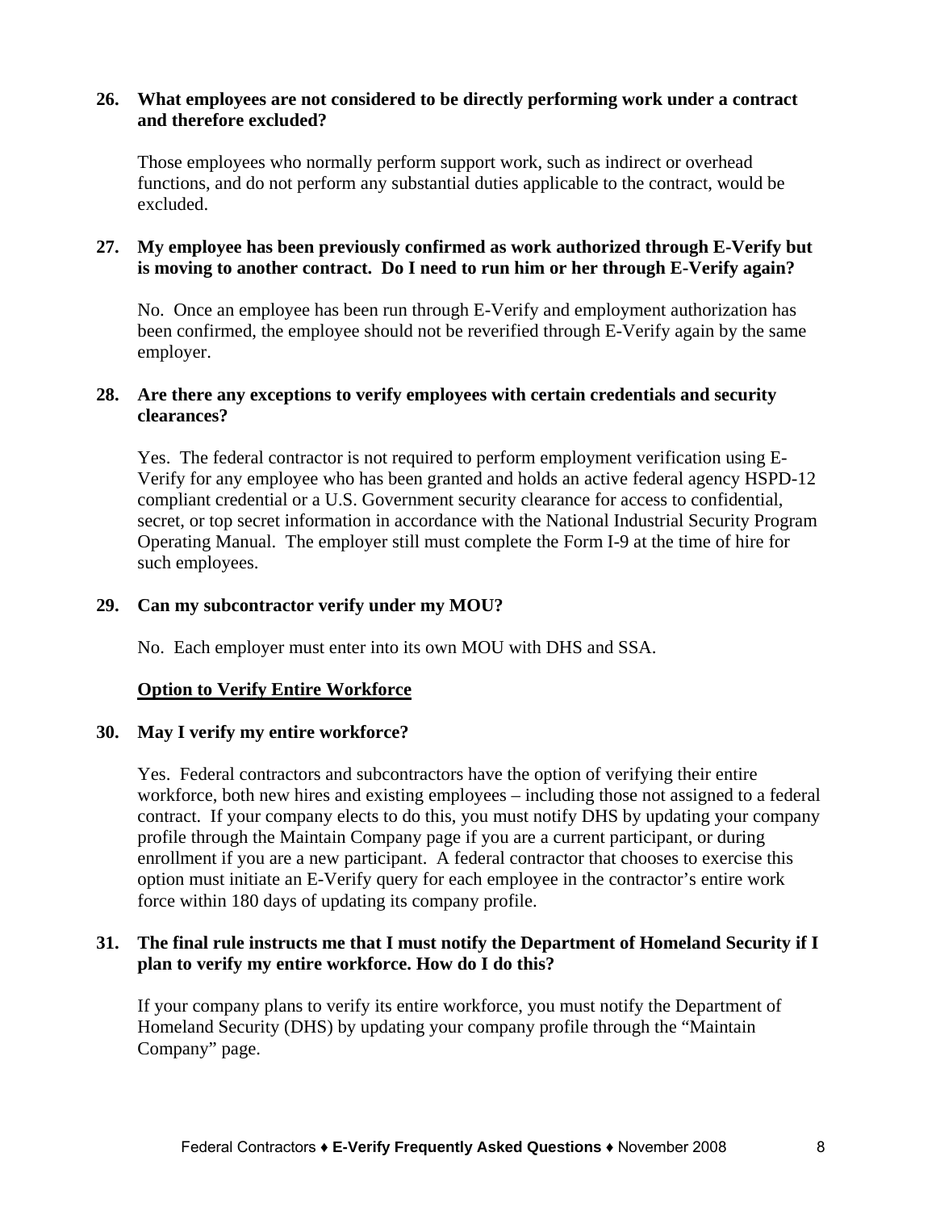**26. What employees are not considered to be directly performing work under a contract and therefore excluded?**

Those employees who normally perform support work, such as indirect or overhead functions, and do not perform any substantial duties applicable to the contract, would be excluded.

**27. My employee has been previously confirmed as work authorized through E-Verify but is moving to another contract. Do I need to run him or her through E-Verify again?**

No. Once an employee has been run through E-Verify and employment authorization has been confirmed, the employee should not be reverified through E-Verify again by the same employer.

**28. Are there any exceptions to verify employees with certain credentials and security clearances?**

Yes. The federal contractor is not required to perform employment verification using E-Verify for any employee who has been granted and holds an active federal agency HSPD-12 compliant credential or a U.S. Government security clearance for access to confidential, secret, or top secret information in accordance with the National Industrial Security Program Operating Manual. The employer still must complete the Form I-9 at the time of hire for such employees.

**29. Can my subcontractor verify under my MOU?**

No. Each employer must enter into its own MOU with DHS and SSA.

## Option to Verify Entire Workforce

**30. May I verify my entire workforce?**

Yes. Federal contractors and subcontractors have the option of verifying their entire workforce, both new hires and existing employees – including those not assigned to a federal contract. If your company elects to do this, you must notify DHS by updating your company profile through the Maintain Company page if you are a current participant, or during enrollment if you are a new participant. A federal contractor that chooses to exercise this option must initiate an E-Verify query for each employee in the contractor's entire work force within 180 days of updating its company profile.

**31. The final rule instructs me that I must notify the Department of Homeland Security if I plan to verify my entire workforce. How do I do this?**

If your company plans to verify its entire workforce, you must notify the Department of Homeland Security (DHS) by updating your company profile through the "Maintain Company" page.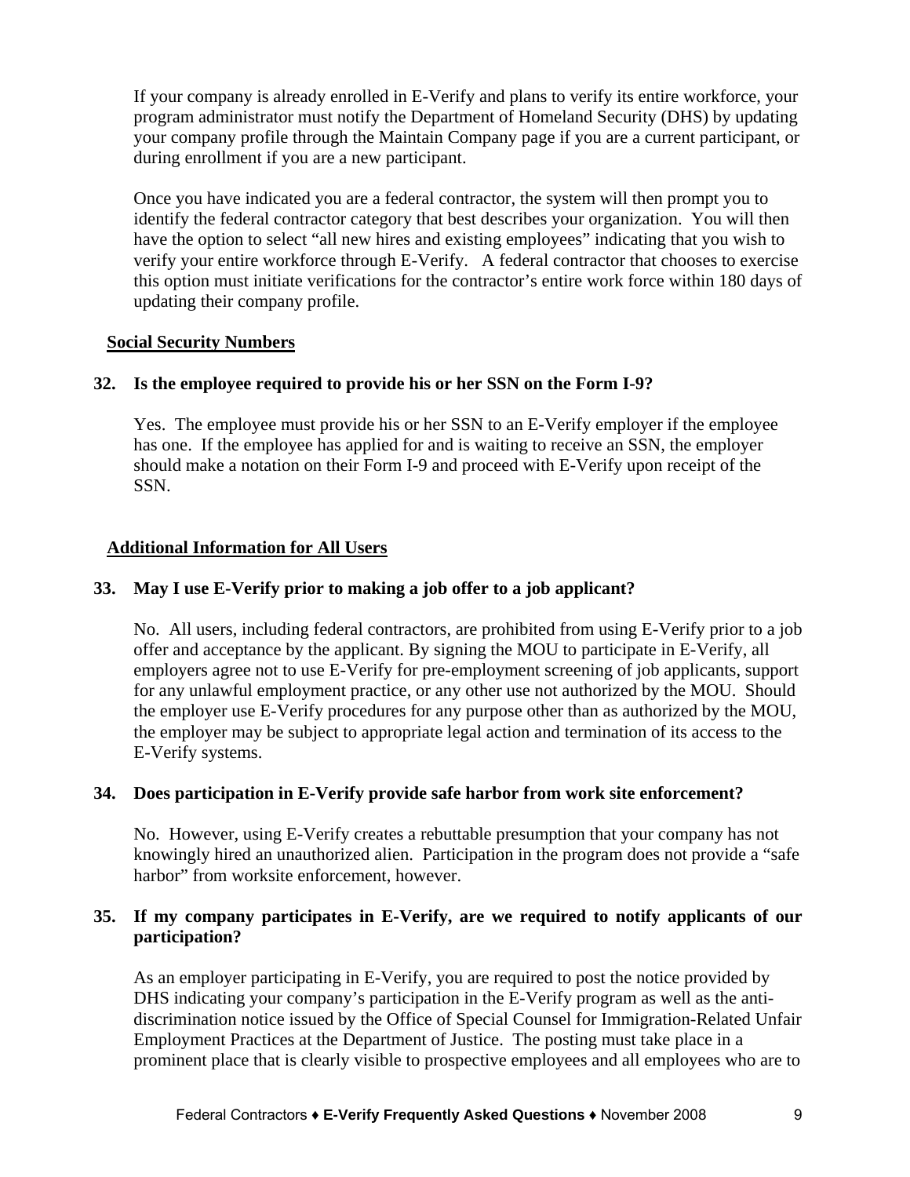If your company is already enrolled in E-Verify and plans to verify its entire workforce, your program administrator must notify the Department of Homeland Security (DHS) by updating your company profile through the Maintain Company page if you are a current participant, or during enrollment if you are a new participant.

Once you have indicated you are a federal contractor, the system will then prompt you to identify the federal contractor category that best describes your organization. You will then have the option to select "all new hires and existing employees" indicating that you wish to verify your entire workforce through E-Verify. A federal contractor that chooses to exercise this option must initiate verifications for the contractor's entire work force within 180 days of updating their company profile.

## Social Security Numbers

**32. Is the employee required to provide his or her SSN on the Form I-9?**

Yes. The employee must provide his or her SSN to an E-Verify employer if the employee has one. If the employee has applied for and is waiting to receive an SSN, the employer should make a notation on their Form I-9 and proceed with E-Verify upon receipt of the SSN.

## Additional Information for All Users

**33. May I use E-Verify prior to making a job offer to a job applicant?**

No. All users, including federal contractors, are prohibited from using E-Verify prior to a job offer and acceptance by the applicant. By signing the MOU to participate in E-Verify, all employers agree not to use E-Verify for pre-employment screening of job applicants, support for any unlawful employment practice, or any other use not authorized by the MOU. Should the employer use E-Verify procedures for any purpose other than as authorized by the MOU, the employer may be subject to appropriate legal action and termination of its access to the E-Verify systems.

**34. Does participation in E-Verify provide safe harbor from work site enforcement?**

No. However, using E-Verify creates a rebuttable presumption that your company has not knowingly hired an unauthorized alien. Participation in the program does not provide a "safe harbor" from worksite enforcement, however.

**35. If my company participates in E-Verify, are we required to notify applicants of our participation?**

As an employer participating in E-Verify, you are required to post the notice provided by DHS indicating your company's participation in the E-Verify program as well as the anti-discrimination notice issued by the Office of Special Counsel for Immigration-Related Unfair Employment Practices at the Department of Justice. The posting must take place in a prominent place that is clearly visible to prospective employees and all employees who are to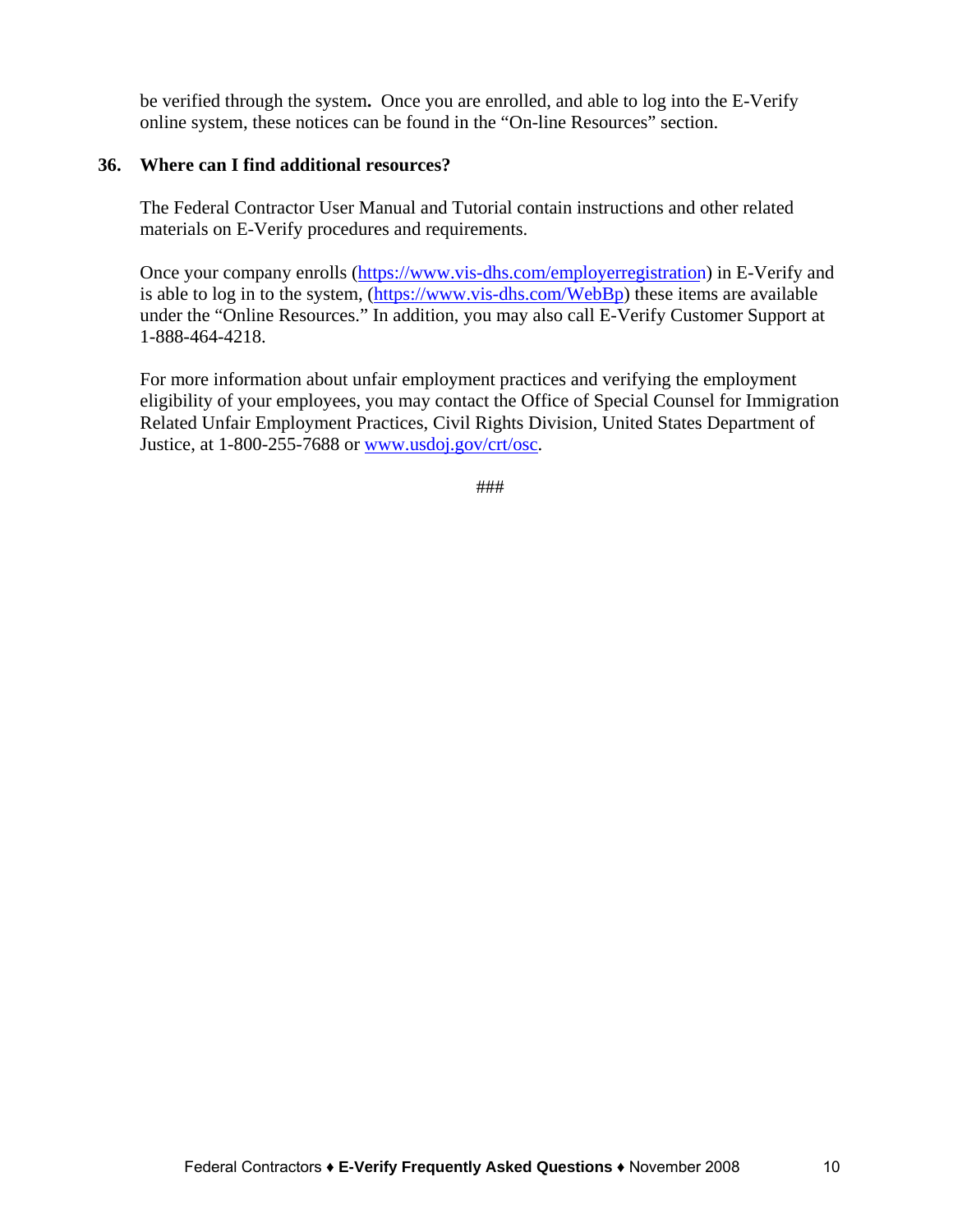be verified through the system**.** Once you are enrolled, and able to log into the E-Verify online system, these notices can be found in the "On-line Resources" section.

**36. Where can I find additional resources?**

The Federal Contractor User Manual and Tutorial contain instructions and other related materials on E-Verify procedures and requirements.

Once your company enrolls (https://www.vis-dhs.com/employerregistration) in E-Verify and is able to log in to the system, (https://www.vis-dhs.com/WebBp) these items are available under the "Online Resources." In addition, you may also call E-Verify Customer Support at 1-888-464-4218.

For more information about unfair employment practices and verifying the employment eligibility of your employees, you may contact the Office of Special Counsel for Immigration Related Unfair Employment Practices, Civil Rights Division, United States Department of Justice, at 1-800-255-7688 or www.usdoj.gov/crt/osc.

###